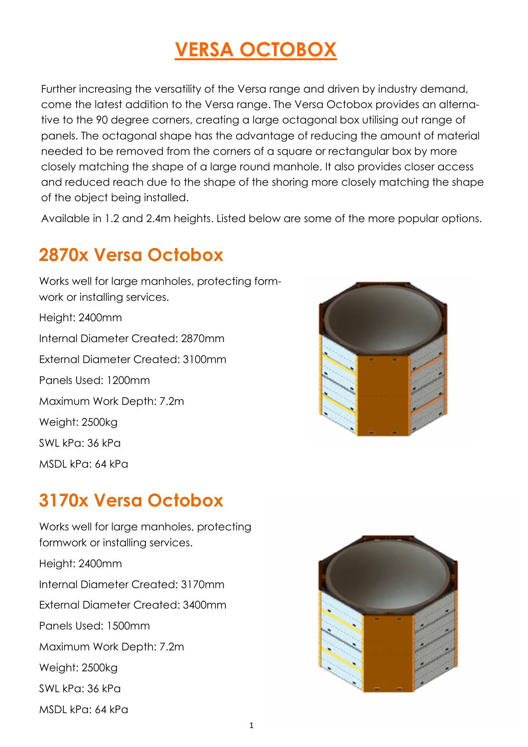# VERSA OCTOBOX

Further increasing the versatility of the Versa range and driven by industry demand, come the latest addition to the Versa range. The Versa Octobox provides an alternative to the 90 degree corners, creating a large octagonal box utilising out range of panels. The octagonal shape has the advantage of reducing the amount of material needed to be removed from the corners of a square or rectangular box by more closely matching the shape of a large round manhole. It also provides closer access and reduced reach due to the shape of the shoring more closely matching the shape of the object being installed.

Available in 1.2 and 2.4m heights. Listed below are some of the more popular options.

## 2870x Versa Octobox

Works well for large manholes, protecting formwork or installing services.

Height: 2400mm

Internal Diameter Created: 2870mm

External Diameter Created: 3100mm

Panels Used: 1200mm

Maximum Work Depth: 7.2m

Weight: 2500kg

SWL kPa: 36 kPa

MSDL kPa: 64 kPa

## 3170x Versa Octobox

Works well for large manholes, protecting formwork or installing services.

Height: 2400mm

Internal Diameter Created: 3170mm

External Diameter Created: 3400mm

Panels Used: 1500mm

Maximum Work Depth: 7.2m

Weight: 2500kg

SWL kPa: 36 kPa

MSDL kPa: 64 kPa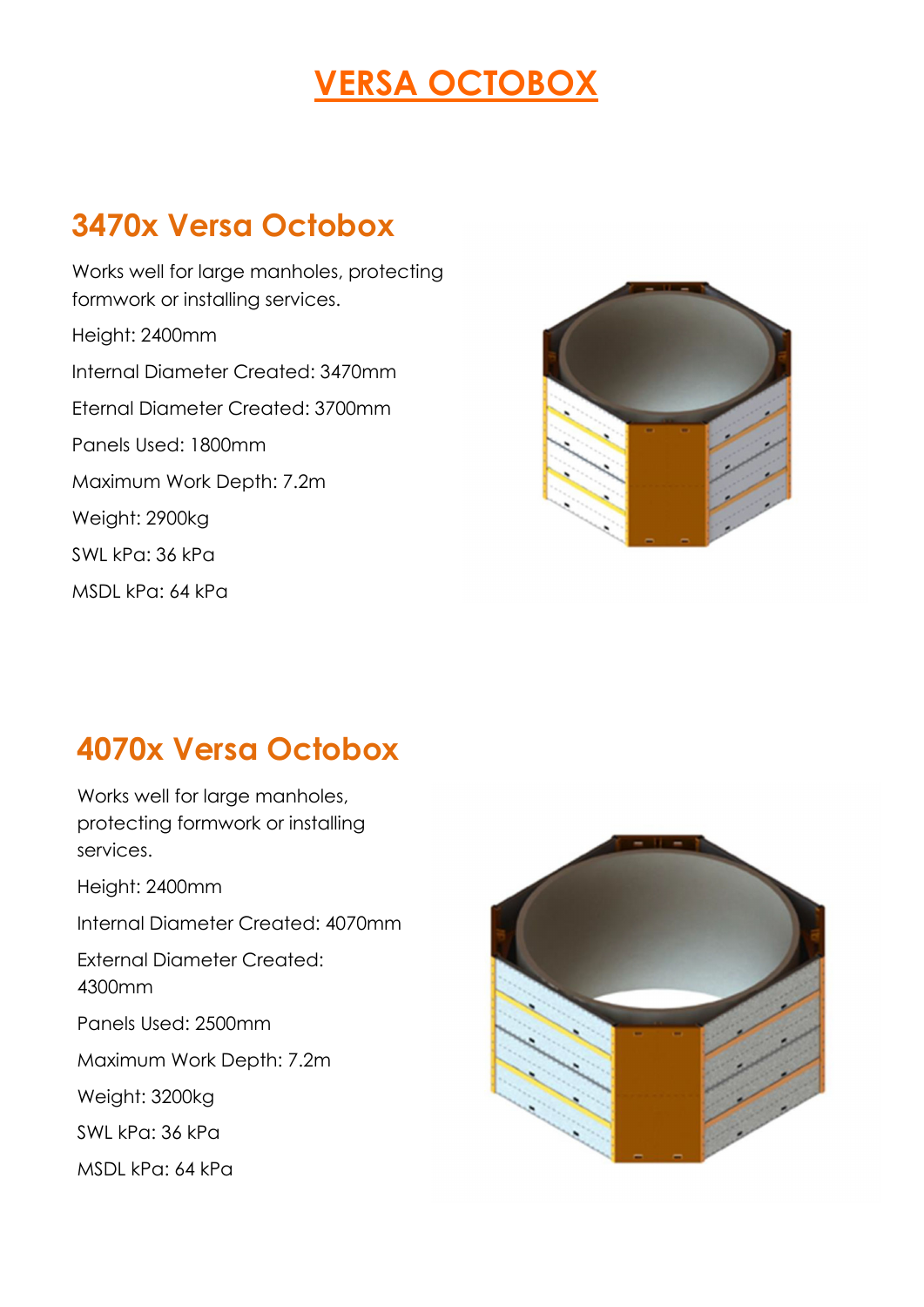# VERSA OCTOBOX

## 3470x Versa Octobox

Works well for large manholes, protecting formwork or installing services.

Height: 2400mm

Internal Diameter Created: 3470mm

Eternal Diameter Created: 3700mm

Panels Used: 1800mm

Maximum Work Depth: 7.2m

Weight: 2900kg

SWL kPa: 36 kPa

MSDL kPa: 64 kPa

## 4070x Versa Octobox

Works well for large manholes, protecting formwork or installing services.

Height: 2400mm

Internal Diameter Created: 4070mm

External Diameter Created: 4300mm

Panels Used: 2500mm

Maximum Work Depth: 7.2m

Weight: 3200kg

SWL kPa: 36 kPa

MSDL kPa: 64 kPa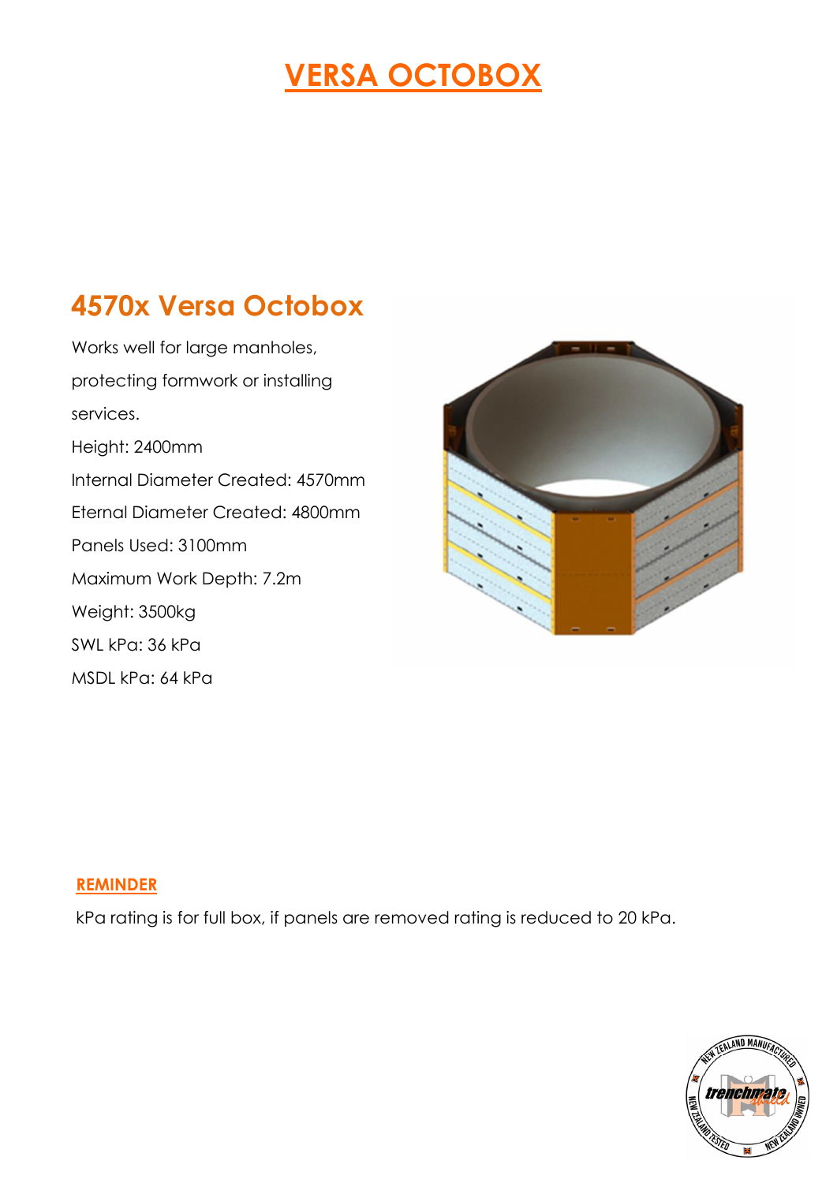# VERSA OCTOBOX

## 4570x Versa Octobox

Works well for large manholes, protecting formwork or installing services.

Height: 2400mm

Internal Diameter Created: 4570mm

Eternal Diameter Created: 4800mm

Panels Used: 3100mm

Maximum Work Depth: 7.2m

Weight: 3500kg

SWL kPa: 36 kPa

MSDL kPa: 64 kPa

**REMINDER**

kPa rating is for full box, if panels are removed rating is reduced to 20 kPa.